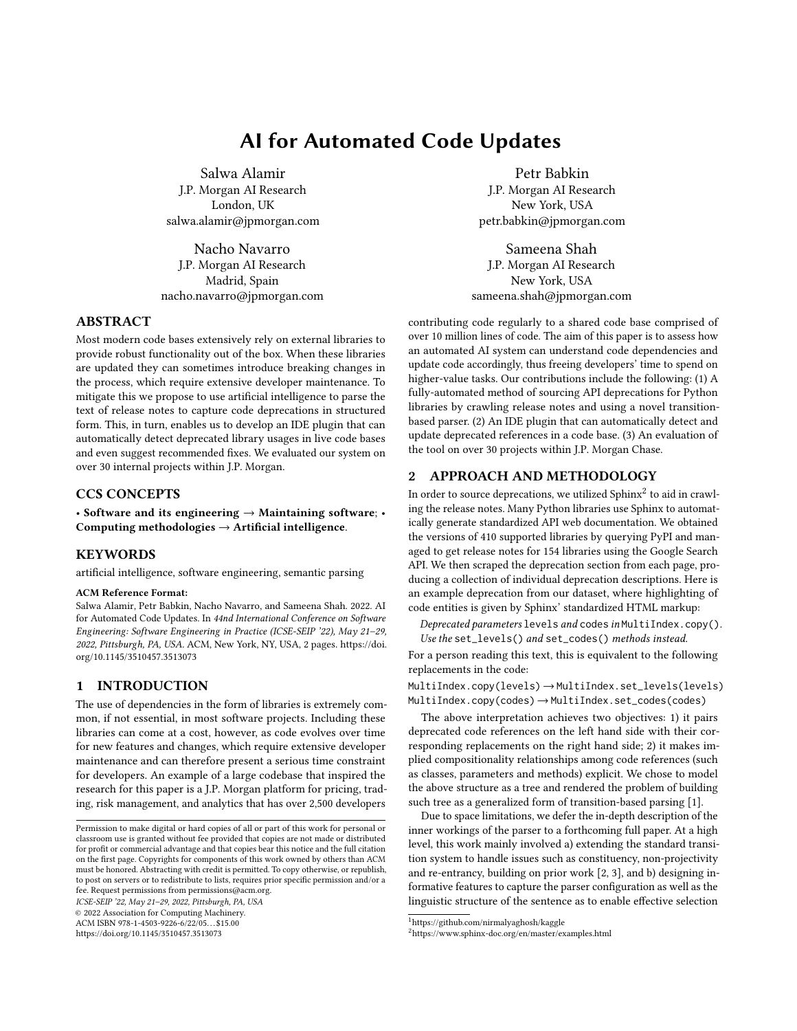# AI for Automated Code Updates

Salwa Alamir
J.P. Morgan AI Research
London, UK
salwa.alamir@jpmorgan.com

Petr Babkin
J.P. Morgan AI Research
New York, USA
petr.babkin@jpmorgan.com

Nacho Navarro
J.P. Morgan AI Research
Madrid, Spain
nacho.navarro@jpmorgan.com

Sameena Shah
J.P. Morgan AI Research
New York, USA
sameena.shah@jpmorgan.com

## ABSTRACT

Most modern code bases extensively rely on external libraries to provide robust functionality out of the box. When these libraries are updated they can sometimes introduce breaking changes in the process, which require extensive developer maintenance. To mitigate this we propose to use artificial intelligence to parse the text of release notes to capture code deprecations in structured form. This, in turn, enables us to develop an IDE plugin that can automatically detect deprecated library usages in live code bases and even suggest recommended fixes. We evaluated our system on over 30 internal projects within J.P. Morgan.

## CCS CONCEPTS

• **Software and its engineering → Maintaining software**; • **Computing methodologies → Artificial intelligence**.

## KEYWORDS

artificial intelligence, software engineering, semantic parsing

**ACM Reference Format:**
Salwa Alamir, Petr Babkin, Nacho Navarro, and Sameena Shah. 2022. AI for Automated Code Updates. In *44nd International Conference on Software Engineering: Software Engineering in Practice (ICSE-SEIP '22), May 21–29, 2022, Pittsburgh, PA, USA.* ACM, New York, NY, USA, 2 pages. https://doi.org/10.1145/3510457.3513073

## 1 INTRODUCTION

The use of dependencies in the form of libraries is extremely common, if not essential, in most software projects. Including these libraries can come at a cost, however, as code evolves over time for new features and changes, which require extensive developer maintenance and can therefore present a serious time constraint for developers. An example of a large codebase that inspired the research for this paper is a J.P. Morgan platform for pricing, trading, risk management, and analytics that has over 2,500 developers contributing code regularly to a shared code base comprised of over 10 million lines of code. The aim of this paper is to assess how an automated AI system can understand code dependencies and update code accordingly, thus freeing developers' time to spend on higher-value tasks. Our contributions include the following: (1) A fully-automated method of sourcing API deprecations for Python libraries by crawling release notes and using a novel transition-based parser. (2) An IDE plugin that can automatically detect and update deprecated references in a code base. (3) An evaluation of the tool on over 30 projects within J.P. Morgan Chase.

## 2 APPROACH AND METHODOLOGY

In order to source deprecations, we utilized Sphinx[2] to aid in crawling the release notes. Many Python libraries use Sphinx to automatically generate standardized API web documentation. We obtained the versions of 410 supported libraries by querying PyPI and managed to get release notes for 154 libraries using the Google Search API. We then scraped the deprecation section from each page, producing a collection of individual deprecation descriptions. Here is an example deprecation from our dataset, where highlighting of code entities is given by Sphinx' standardized HTML markup:

*Deprecated parameters* `levels` *and* `codes` *in* `MultiIndex.copy()`. *Use the* `set_levels()` *and* `set_codes()` *methods instead.*

For a person reading this text, this is equivalent to the following replacements in the code:

```
MultiIndex.copy(levels) → MultiIndex.set_levels(levels)
MultiIndex.copy(codes) → MultiIndex.set_codes(codes)
```

The above interpretation achieves two objectives: 1) it pairs deprecated code references on the left hand side with their corresponding replacements on the right hand side; 2) it makes implied compositionality relationships among code references (such as classes, parameters and methods) explicit. We chose to model the above structure as a tree and rendered the problem of building such tree as a generalized form of transition-based parsing [1].

Due to space limitations, we defer the in-depth description of the inner workings of the parser to a forthcoming full paper. At a high level, this work mainly involved a) extending the standard transition system to handle issues such as constituency, non-projectivity and re-entrancy, building on prior work [2, 3], and b) designing informative features to capture the parser configuration as well as the linguistic structure of the sentence as to enable effective selection

---

Permission to make digital or hard copies of all or part of this work for personal or classroom use is granted without fee provided that copies are not made or distributed for profit or commercial advantage and that copies bear this notice and the full citation on the first page. Copyrights for components of this work owned by others than ACM must be honored. Abstracting with credit is permitted. To copy otherwise, or republish, to post on servers or to redistribute to lists, requires prior specific permission and/or a fee. Request permissions from permissions@acm.org.
*ICSE-SEIP '22, May 21–29, 2022, Pittsburgh, PA, USA*
© 2022 Association for Computing Machinery.
ACM ISBN 978-1-4503-9226-6/22/05…$15.00
https://doi.org/10.1145/3510457.3513073

[1] https://github.com/nirmalyaghosh/kaggle
[2] https://www.sphinx-doc.org/en/master/examples.html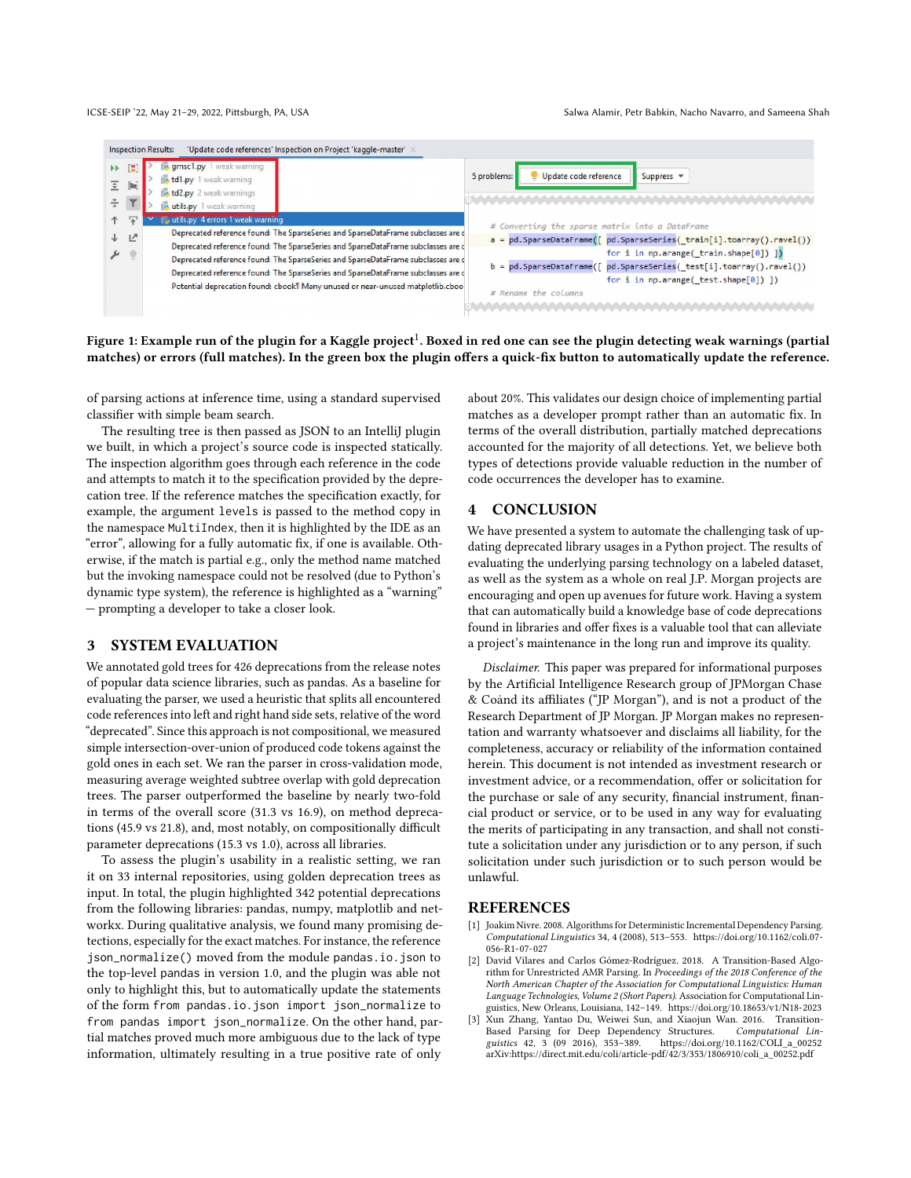Figure 1: Example run of the plugin for a Kaggle project[1]. Boxed in red one can see the plugin detecting weak warnings (partial matches) or errors (full matches). In the green box the plugin offers a quick-fix button to automatically update the reference.

of parsing actions at inference time, using a standard supervised classifier with simple beam search.

The resulting tree is then passed as JSON to an IntelliJ plugin we built, in which a project's source code is inspected statically. The inspection algorithm goes through each reference in the code and attempts to match it to the specification provided by the deprecation tree. If the reference matches the specification exactly, for example, the argument `levels` is passed to the method `copy` in the namespace `MultiIndex`, then it is highlighted by the IDE as an "error", allowing for a fully automatic fix, if one is available. Otherwise, if the match is partial e.g., only the method name matched but the invoking namespace could not be resolved (due to Python's dynamic type system), the reference is highlighted as a "warning" — prompting a developer to take a closer look.

## 3 SYSTEM EVALUATION

We annotated gold trees for 426 deprecations from the release notes of popular data science libraries, such as pandas. As a baseline for evaluating the parser, we used a heuristic that splits all encountered code references into left and right hand side sets, relative of the word "deprecated". Since this approach is not compositional, we measured simple intersection-over-union of produced code tokens against the gold ones in each set. We ran the parser in cross-validation mode, measuring average weighted subtree overlap with gold deprecation trees. The parser outperformed the baseline by nearly two-fold in terms of the overall score (31.3 vs 16.9), on method deprecations (45.9 vs 21.8), and, most notably, on compositionally difficult parameter deprecations (15.3 vs 1.0), across all libraries.

To assess the plugin's usability in a realistic setting, we ran it on 33 internal repositories, using golden deprecation trees as input. In total, the plugin highlighted 342 potential deprecations from the following libraries: pandas, numpy, matplotlib and networkx. During qualitative analysis, we found many promising detections, especially for the exact matches. For instance, the reference `json_normalize()` moved from the module `pandas.io.json` to the top-level `pandas` in version 1.0, and the plugin was able not only to highlight this, but to automatically update the statements of the form `from pandas.io.json import json_normalize` to `from pandas import json_normalize`. On the other hand, partial matches proved much more ambiguous due to the lack of type information, ultimately resulting in a true positive rate of only about 20%. This validates our design choice of implementing partial matches as a developer prompt rather than an automatic fix. In terms of the overall distribution, partially matched deprecations accounted for the majority of all detections. Yet, we believe both types of detections provide valuable reduction in the number of code occurrences the developer has to examine.

## 4 CONCLUSION

We have presented a system to automate the challenging task of updating deprecated library usages in a Python project. The results of evaluating the underlying parsing technology on a labeled dataset, as well as the system as a whole on real J.P. Morgan projects are encouraging and open up avenues for future work. Having a system that can automatically build a knowledge base of code deprecations found in libraries and offer fixes is a valuable tool that can alleviate a project's maintenance in the long run and improve its quality.

*Disclaimer.* This paper was prepared for informational purposes by the Artificial Intelligence Research group of JPMorgan Chase & Coänd its affiliates ("JP Morgan"), and is not a product of the Research Department of JP Morgan. JP Morgan makes no representation and warranty whatsoever and disclaims all liability, for the completeness, accuracy or reliability of the information contained herein. This document is not intended as investment research or investment advice, or a recommendation, offer or solicitation for the purchase or sale of any security, financial instrument, financial product or service, or to be used in any way for evaluating the merits of participating in any transaction, and shall not constitute a solicitation under any jurisdiction or to any person, if such solicitation under such jurisdiction or to such person would be unlawful.

## REFERENCES

[1] Joakim Nivre. 2008. Algorithms for Deterministic Incremental Dependency Parsing. *Computational Linguistics* 34, 4 (2008), 513–553. https://doi.org/10.1162/coli.07-056-R1-07-027

[2] David Vilares and Carlos Gómez-Rodríguez. 2018. A Transition-Based Algorithm for Unrestricted AMR Parsing. In *Proceedings of the 2018 Conference of the North American Chapter of the Association for Computational Linguistics: Human Language Technologies, Volume 2 (Short Papers)*. Association for Computational Linguistics, New Orleans, Louisiana, 142–149. https://doi.org/10.18653/v1/N18-2023

[3] Xun Zhang, Yantao Du, Weiwei Sun, and Xiaojun Wan. 2016. Transition-Based Parsing for Deep Dependency Structures. *Computational Linguistics* 42, 3 (09 2016), 353–389. https://doi.org/10.1162/COLI_a_00252 arXiv:https://direct.mit.edu/coli/article-pdf/42/3/353/1806910/coli_a_00252.pdf